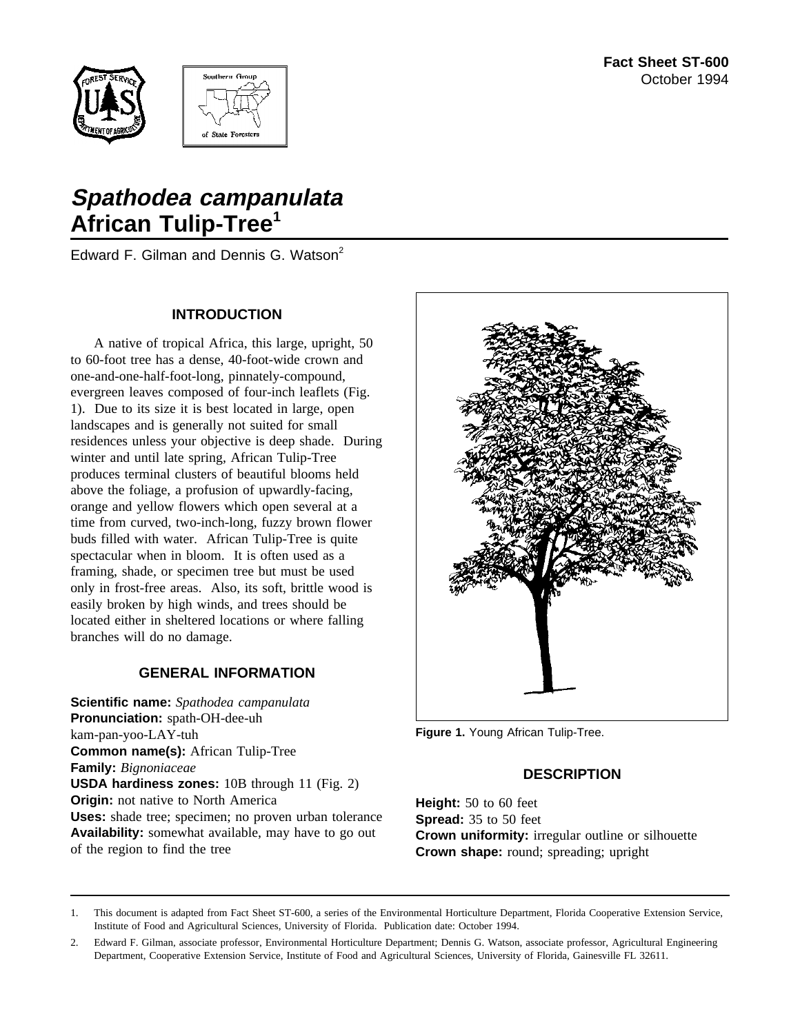**Fact Sheet ST-600**
October 1994

# *Spathodea campanulata*
# African Tulip-Tree[1]

Edward F. Gilman and Dennis G. Watson[2]

## INTRODUCTION

A native of tropical Africa, this large, upright, 50 to 60-foot tree has a dense, 40-foot-wide crown and one-and-one-half-foot-long, pinnately-compound, evergreen leaves composed of four-inch leaflets (Fig. 1). Due to its size it is best located in large, open landscapes and is generally not suited for small residences unless your objective is deep shade. During winter and until late spring, African Tulip-Tree produces terminal clusters of beautiful blooms held above the foliage, a profusion of upwardly-facing, orange and yellow flowers which open several at a time from curved, two-inch-long, fuzzy brown flower buds filled with water. African Tulip-Tree is quite spectacular when in bloom. It is often used as a framing, shade, or specimen tree but must be used only in frost-free areas. Also, its soft, brittle wood is easily broken by high winds, and trees should be located either in sheltered locations or where falling branches will do no damage.

## GENERAL INFORMATION

**Scientific name:** *Spathodea campanulata*
**Pronunciation:** spath-OH-dee-uh kam-pan-yoo-LAY-tuh
**Common name(s):** African Tulip-Tree
**Family:** *Bignoniaceae*
**USDA hardiness zones:** 10B through 11 (Fig. 2)
**Origin:** not native to North America
**Uses:** shade tree; specimen; no proven urban tolerance
**Availability:** somewhat available, may have to go out of the region to find the tree

**Figure 1.** Young African Tulip-Tree.

## DESCRIPTION

**Height:** 50 to 60 feet
**Spread:** 35 to 50 feet
**Crown uniformity:** irregular outline or silhouette
**Crown shape:** round; spreading; upright

---

1. This document is adapted from Fact Sheet ST-600, a series of the Environmental Horticulture Department, Florida Cooperative Extension Service, Institute of Food and Agricultural Sciences, University of Florida. Publication date: October 1994.

2. Edward F. Gilman, associate professor, Environmental Horticulture Department; Dennis G. Watson, associate professor, Agricultural Engineering Department, Cooperative Extension Service, Institute of Food and Agricultural Sciences, University of Florida, Gainesville FL 32611.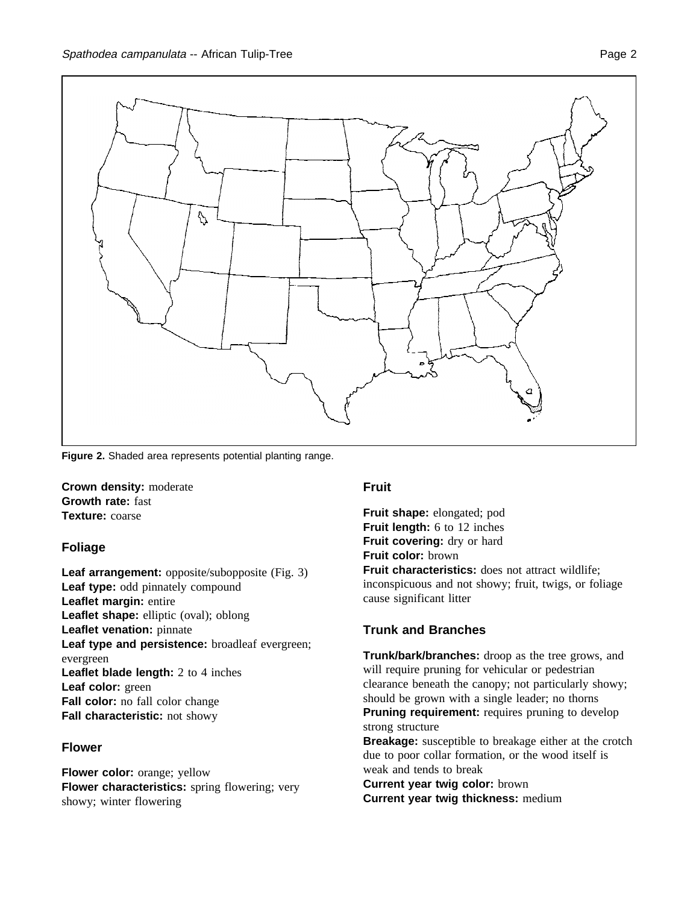**Figure 2.** Shaded area represents potential planting range.

**Crown density:** moderate
**Growth rate:** fast
**Texture:** coarse

## Foliage

**Leaf arrangement:** opposite/subopposite (Fig. 3)
**Leaf type:** odd pinnately compound
**Leaflet margin:** entire
**Leaflet shape:** elliptic (oval); oblong
**Leaflet venation:** pinnate
**Leaf type and persistence:** broadleaf evergreen; evergreen
**Leaflet blade length:** 2 to 4 inches
**Leaf color:** green
**Fall color:** no fall color change
**Fall characteristic:** not showy

## Flower

**Flower color:** orange; yellow
**Flower characteristics:** spring flowering; very showy; winter flowering

## Fruit

**Fruit shape:** elongated; pod
**Fruit length:** 6 to 12 inches
**Fruit covering:** dry or hard
**Fruit color:** brown
**Fruit characteristics:** does not attract wildlife; inconspicuous and not showy; fruit, twigs, or foliage cause significant litter

## Trunk and Branches

**Trunk/bark/branches:** droop as the tree grows, and will require pruning for vehicular or pedestrian clearance beneath the canopy; not particularly showy; should be grown with a single leader; no thorns
**Pruning requirement:** requires pruning to develop strong structure
**Breakage:** susceptible to breakage either at the crotch due to poor collar formation, or the wood itself is weak and tends to break
**Current year twig color:** brown
**Current year twig thickness:** medium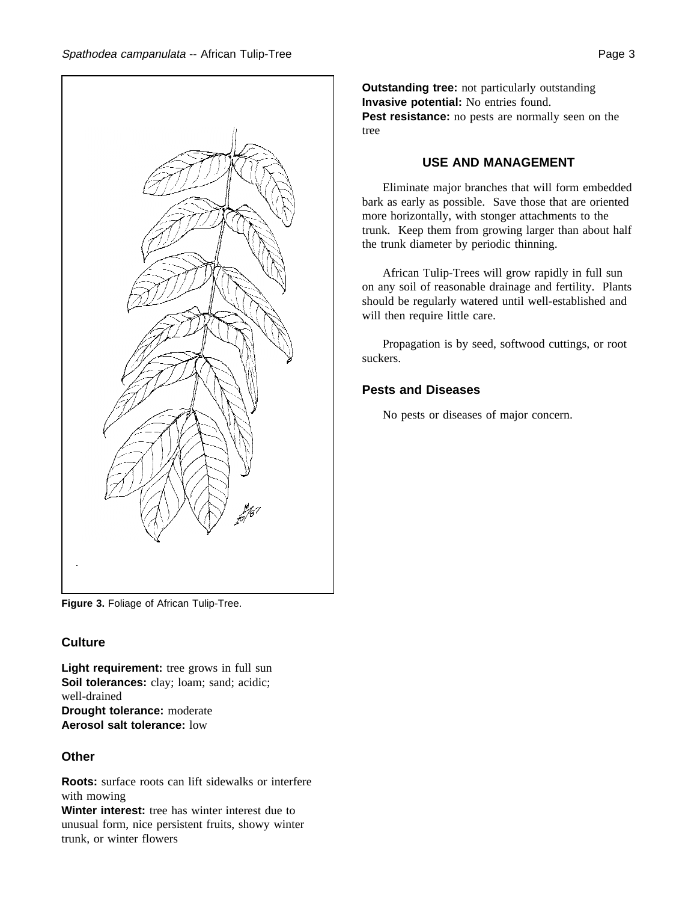Figure 3. Foliage of African Tulip-Tree.

## Culture

**Light requirement:** tree grows in full sun
**Soil tolerances:** clay; loam; sand; acidic; well-drained
**Drought tolerance:** moderate
**Aerosol salt tolerance:** low

## Other

**Roots:** surface roots can lift sidewalks or interfere with mowing
**Winter interest:** tree has winter interest due to unusual form, nice persistent fruits, showy winter trunk, or winter flowers
**Outstanding tree:** not particularly outstanding
**Invasive potential:** No entries found.
**Pest resistance:** no pests are normally seen on the tree

## USE AND MANAGEMENT

Eliminate major branches that will form embedded bark as early as possible. Save those that are oriented more horizontally, with stonger attachments to the trunk. Keep them from growing larger than about half the trunk diameter by periodic thinning.

African Tulip-Trees will grow rapidly in full sun on any soil of reasonable drainage and fertility. Plants should be regularly watered until well-established and will then require little care.

Propagation is by seed, softwood cuttings, or root suckers.

## Pests and Diseases

No pests or diseases of major concern.